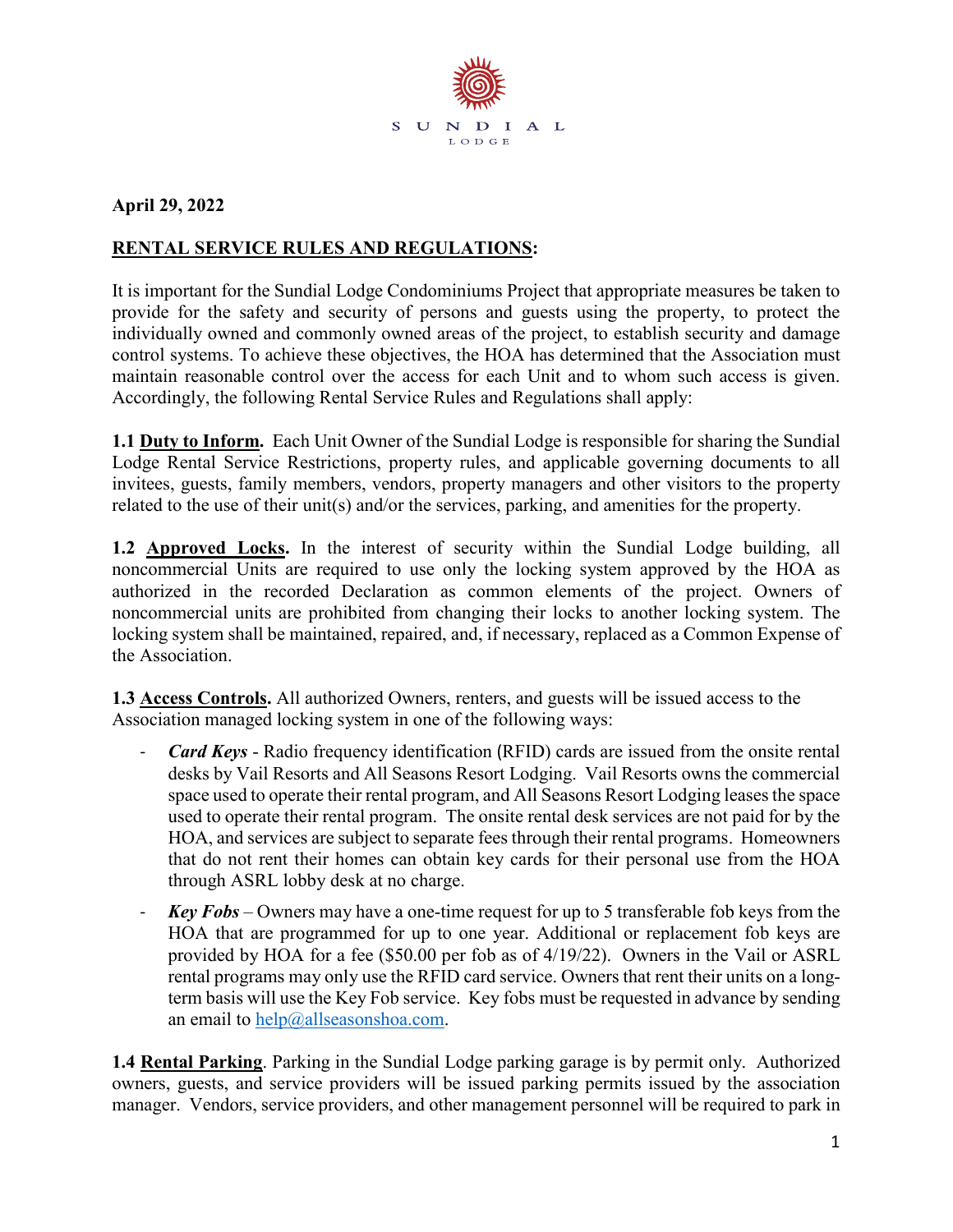SUNDIAL
LODGE

**April 29, 2022**

## RENTAL SERVICE RULES AND REGULATIONS:

It is important for the Sundial Lodge Condominiums Project that appropriate measures be taken to provide for the safety and security of persons and guests using the property, to protect the individually owned and commonly owned areas of the project, to establish security and damage control systems. To achieve these objectives, the HOA has determined that the Association must maintain reasonable control over the access for each Unit and to whom such access is given. Accordingly, the following Rental Service Rules and Regulations shall apply:

**1.1 Duty to Inform.** Each Unit Owner of the Sundial Lodge is responsible for sharing the Sundial Lodge Rental Service Restrictions, property rules, and applicable governing documents to all invitees, guests, family members, vendors, property managers and other visitors to the property related to the use of their unit(s) and/or the services, parking, and amenities for the property.

**1.2 Approved Locks.** In the interest of security within the Sundial Lodge building, all noncommercial Units are required to use only the locking system approved by the HOA as authorized in the recorded Declaration as common elements of the project. Owners of noncommercial units are prohibited from changing their locks to another locking system. The locking system shall be maintained, repaired, and, if necessary, replaced as a Common Expense of the Association.

**1.3 Access Controls.** All authorized Owners, renters, and guests will be issued access to the Association managed locking system in one of the following ways:

- ***Card Keys*** - Radio frequency identification (RFID) cards are issued from the onsite rental desks by Vail Resorts and All Seasons Resort Lodging. Vail Resorts owns the commercial space used to operate their rental program, and All Seasons Resort Lodging leases the space used to operate their rental program. The onsite rental desk services are not paid for by the HOA, and services are subject to separate fees through their rental programs. Homeowners that do not rent their homes can obtain key cards for their personal use from the HOA through ASRL lobby desk at no charge.
- ***Key Fobs*** – Owners may have a one-time request for up to 5 transferable fob keys from the HOA that are programmed for up to one year. Additional or replacement fob keys are provided by HOA for a fee ($50.00 per fob as of 4/19/22). Owners in the Vail or ASRL rental programs may only use the RFID card service. Owners that rent their units on a long-term basis will use the Key Fob service. Key fobs must be requested in advance by sending an email to help@allseasonshoa.com.

**1.4 Rental Parking**. Parking in the Sundial Lodge parking garage is by permit only. Authorized owners, guests, and service providers will be issued parking permits issued by the association manager. Vendors, service providers, and other management personnel will be required to park in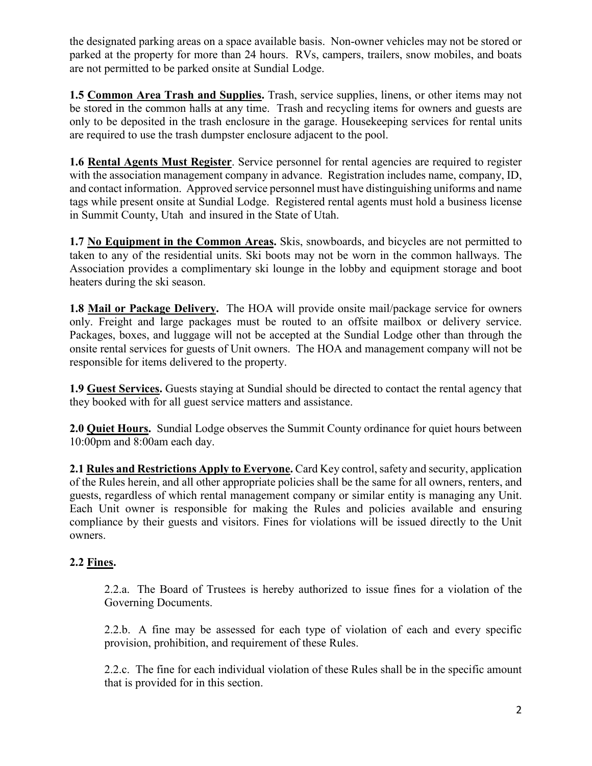the designated parking areas on a space available basis. Non-owner vehicles may not be stored or parked at the property for more than 24 hours. RVs, campers, trailers, snow mobiles, and boats are not permitted to be parked onsite at Sundial Lodge.

**1.5 <u>Common Area Trash and Supplies</u>.** Trash, service supplies, linens, or other items may not be stored in the common halls at any time. Trash and recycling items for owners and guests are only to be deposited in the trash enclosure in the garage. Housekeeping services for rental units are required to use the trash dumpster enclosure adjacent to the pool.

**1.6 <u>Rental Agents Must Register</u>**. Service personnel for rental agencies are required to register with the association management company in advance. Registration includes name, company, ID, and contact information. Approved service personnel must have distinguishing uniforms and name tags while present onsite at Sundial Lodge. Registered rental agents must hold a business license in Summit County, Utah and insured in the State of Utah.

**1.7 <u>No Equipment in the Common Areas</u>.** Skis, snowboards, and bicycles are not permitted to taken to any of the residential units. Ski boots may not be worn in the common hallways. The Association provides a complimentary ski lounge in the lobby and equipment storage and boot heaters during the ski season.

**1.8 <u>Mail or Package Delivery</u>.** The HOA will provide onsite mail/package service for owners only. Freight and large packages must be routed to an offsite mailbox or delivery service. Packages, boxes, and luggage will not be accepted at the Sundial Lodge other than through the onsite rental services for guests of Unit owners. The HOA and management company will not be responsible for items delivered to the property.

**1.9 <u>Guest Services</u>.** Guests staying at Sundial should be directed to contact the rental agency that they booked with for all guest service matters and assistance.

**2.0 <u>Quiet Hours</u>.** Sundial Lodge observes the Summit County ordinance for quiet hours between 10:00pm and 8:00am each day.

**2.1 <u>Rules and Restrictions Apply to Everyone</u>.** Card Key control, safety and security, application of the Rules herein, and all other appropriate policies shall be the same for all owners, renters, and guests, regardless of which rental management company or similar entity is managing any Unit. Each Unit owner is responsible for making the Rules and policies available and ensuring compliance by their guests and visitors. Fines for violations will be issued directly to the Unit owners.

**2.2 <u>Fines</u>.**

2.2.a. The Board of Trustees is hereby authorized to issue fines for a violation of the Governing Documents.

2.2.b. A fine may be assessed for each type of violation of each and every specific provision, prohibition, and requirement of these Rules.

2.2.c. The fine for each individual violation of these Rules shall be in the specific amount that is provided for in this section.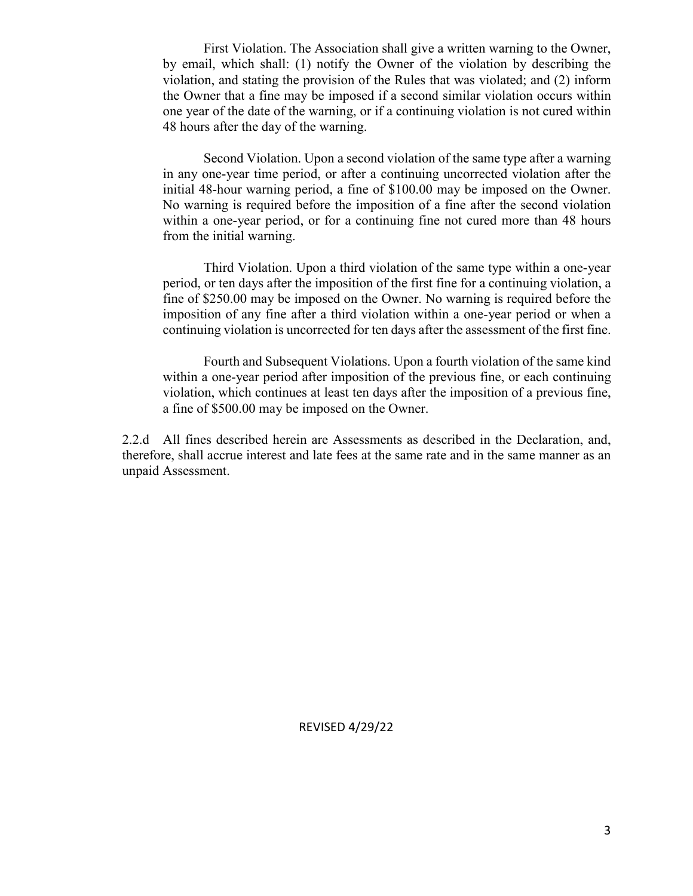First Violation. The Association shall give a written warning to the Owner, by email, which shall: (1) notify the Owner of the violation by describing the violation, and stating the provision of the Rules that was violated; and (2) inform the Owner that a fine may be imposed if a second similar violation occurs within one year of the date of the warning, or if a continuing violation is not cured within 48 hours after the day of the warning.

Second Violation. Upon a second violation of the same type after a warning in any one-year time period, or after a continuing uncorrected violation after the initial 48-hour warning period, a fine of $100.00 may be imposed on the Owner. No warning is required before the imposition of a fine after the second violation within a one-year period, or for a continuing fine not cured more than 48 hours from the initial warning.

Third Violation. Upon a third violation of the same type within a one-year period, or ten days after the imposition of the first fine for a continuing violation, a fine of $250.00 may be imposed on the Owner. No warning is required before the imposition of any fine after a third violation within a one-year period or when a continuing violation is uncorrected for ten days after the assessment of the first fine.

Fourth and Subsequent Violations. Upon a fourth violation of the same kind within a one-year period after imposition of the previous fine, or each continuing violation, which continues at least ten days after the imposition of a previous fine, a fine of $500.00 may be imposed on the Owner.

2.2.d All fines described herein are Assessments as described in the Declaration, and, therefore, shall accrue interest and late fees at the same rate and in the same manner as an unpaid Assessment.

REVISED 4/29/22